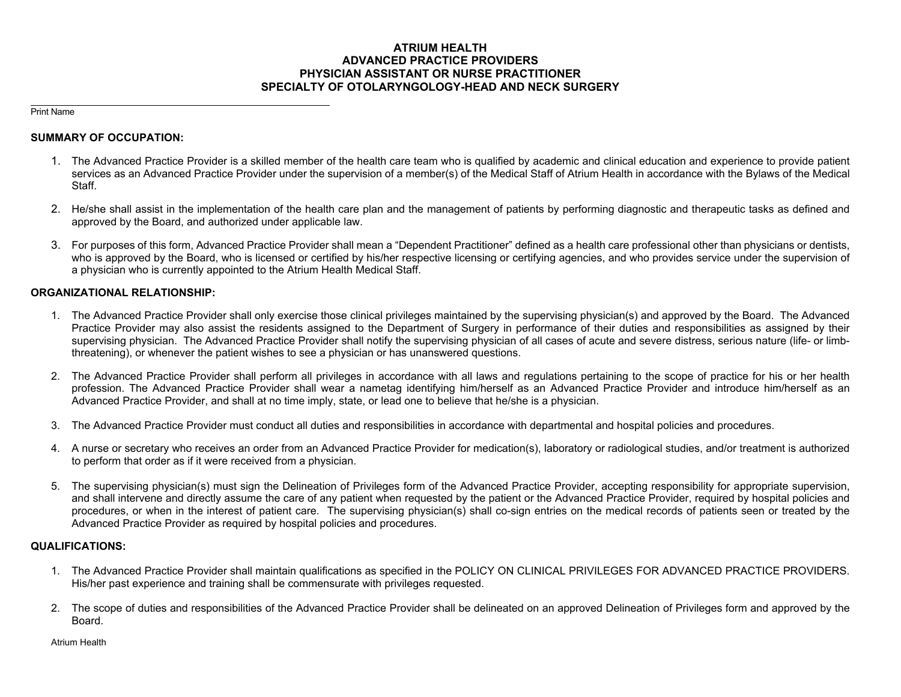# ATRIUM HEALTH
# ADVANCED PRACTICE PROVIDERS
# PHYSICIAN ASSISTANT OR NURSE PRACTITIONER
# SPECIALTY OF OTOLARYNGOLOGY-HEAD AND NECK SURGERY

\_\_\_\_\_\_\_\_\_\_\_\_\_\_\_\_\_\_\_\_\_\_\_\_\_\_\_\_\_\_\_\_\_\_\_\_\_\_\_\_\_\_\_\_\_\_\_\_

Print Name

**SUMMARY OF OCCUPATION:**

1. The Advanced Practice Provider is a skilled member of the health care team who is qualified by academic and clinical education and experience to provide patient services as an Advanced Practice Provider under the supervision of a member(s) of the Medical Staff of Atrium Health in accordance with the Bylaws of the Medical Staff.

2. He/she shall assist in the implementation of the health care plan and the management of patients by performing diagnostic and therapeutic tasks as defined and approved by the Board, and authorized under applicable law.

3. For purposes of this form, Advanced Practice Provider shall mean a "Dependent Practitioner" defined as a health care professional other than physicians or dentists, who is approved by the Board, who is licensed or certified by his/her respective licensing or certifying agencies, and who provides service under the supervision of a physician who is currently appointed to the Atrium Health Medical Staff.

**ORGANIZATIONAL RELATIONSHIP:**

1. The Advanced Practice Provider shall only exercise those clinical privileges maintained by the supervising physician(s) and approved by the Board. The Advanced Practice Provider may also assist the residents assigned to the Department of Surgery in performance of their duties and responsibilities as assigned by their supervising physician. The Advanced Practice Provider shall notify the supervising physician of all cases of acute and severe distress, serious nature (life- or limb-threatening), or whenever the patient wishes to see a physician or has unanswered questions.

2. The Advanced Practice Provider shall perform all privileges in accordance with all laws and regulations pertaining to the scope of practice for his or her health profession. The Advanced Practice Provider shall wear a nametag identifying him/herself as an Advanced Practice Provider and introduce him/herself as an Advanced Practice Provider, and shall at no time imply, state, or lead one to believe that he/she is a physician.

3. The Advanced Practice Provider must conduct all duties and responsibilities in accordance with departmental and hospital policies and procedures.

4. A nurse or secretary who receives an order from an Advanced Practice Provider for medication(s), laboratory or radiological studies, and/or treatment is authorized to perform that order as if it were received from a physician.

5. The supervising physician(s) must sign the Delineation of Privileges form of the Advanced Practice Provider, accepting responsibility for appropriate supervision, and shall intervene and directly assume the care of any patient when requested by the patient or the Advanced Practice Provider, required by hospital policies and procedures, or when in the interest of patient care. The supervising physician(s) shall co-sign entries on the medical records of patients seen or treated by the Advanced Practice Provider as required by hospital policies and procedures.

**QUALIFICATIONS:**

1. The Advanced Practice Provider shall maintain qualifications as specified in the POLICY ON CLINICAL PRIVILEGES FOR ADVANCED PRACTICE PROVIDERS. His/her past experience and training shall be commensurate with privileges requested.

2. The scope of duties and responsibilities of the Advanced Practice Provider shall be delineated on an approved Delineation of Privileges form and approved by the Board.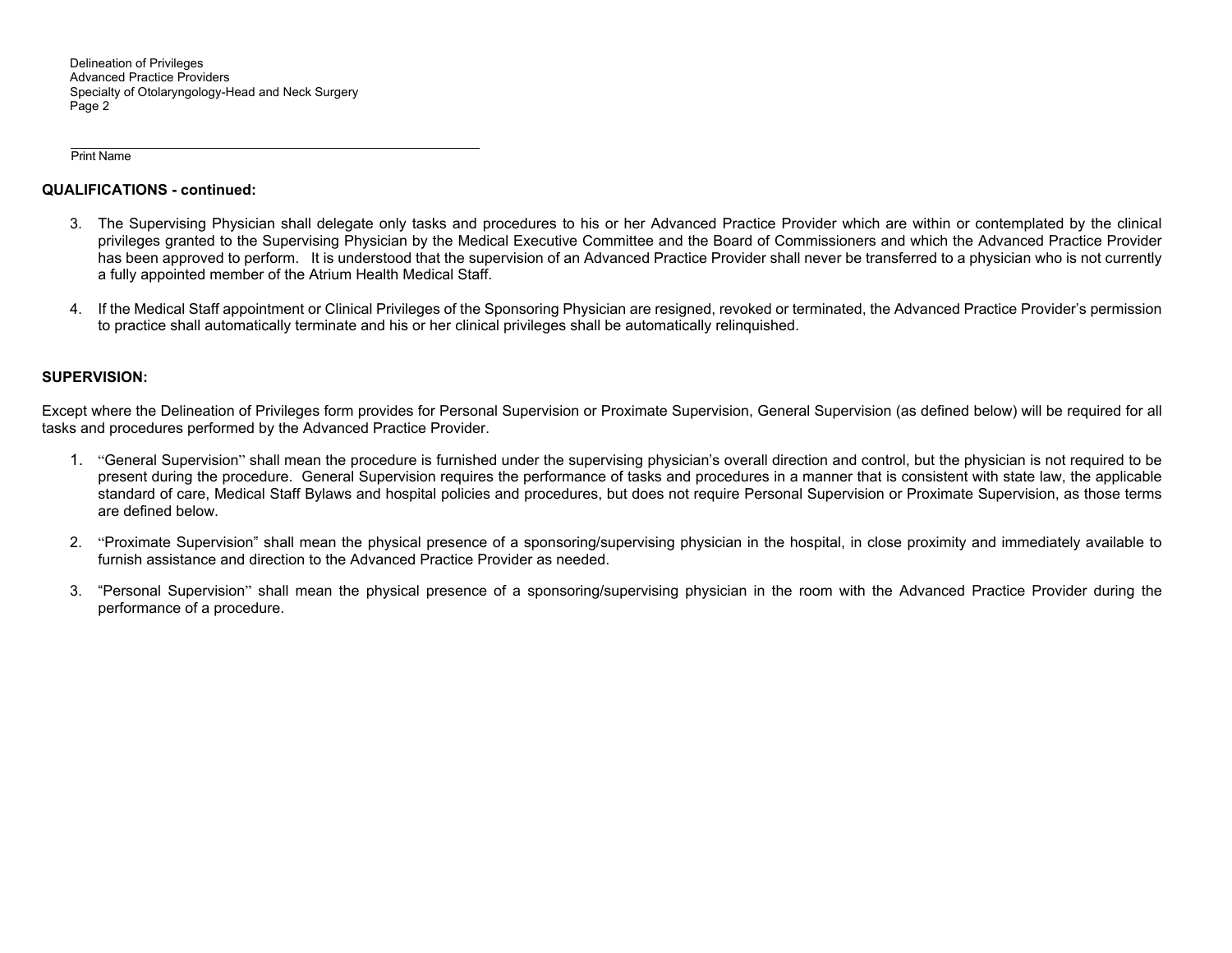Print Name

**QUALIFICATIONS - continued:**

3. The Supervising Physician shall delegate only tasks and procedures to his or her Advanced Practice Provider which are within or contemplated by the clinical privileges granted to the Supervising Physician by the Medical Executive Committee and the Board of Commissioners and which the Advanced Practice Provider has been approved to perform. It is understood that the supervision of an Advanced Practice Provider shall never be transferred to a physician who is not currently a fully appointed member of the Atrium Health Medical Staff.

4. If the Medical Staff appointment or Clinical Privileges of the Sponsoring Physician are resigned, revoked or terminated, the Advanced Practice Provider's permission to practice shall automatically terminate and his or her clinical privileges shall be automatically relinquished.

**SUPERVISION:**

Except where the Delineation of Privileges form provides for Personal Supervision or Proximate Supervision, General Supervision (as defined below) will be required for all tasks and procedures performed by the Advanced Practice Provider.

1. "General Supervision" shall mean the procedure is furnished under the supervising physician's overall direction and control, but the physician is not required to be present during the procedure. General Supervision requires the performance of tasks and procedures in a manner that is consistent with state law, the applicable standard of care, Medical Staff Bylaws and hospital policies and procedures, but does not require Personal Supervision or Proximate Supervision, as those terms are defined below.

2. "Proximate Supervision" shall mean the physical presence of a sponsoring/supervising physician in the hospital, in close proximity and immediately available to furnish assistance and direction to the Advanced Practice Provider as needed.

3. "Personal Supervision" shall mean the physical presence of a sponsoring/supervising physician in the room with the Advanced Practice Provider during the performance of a procedure.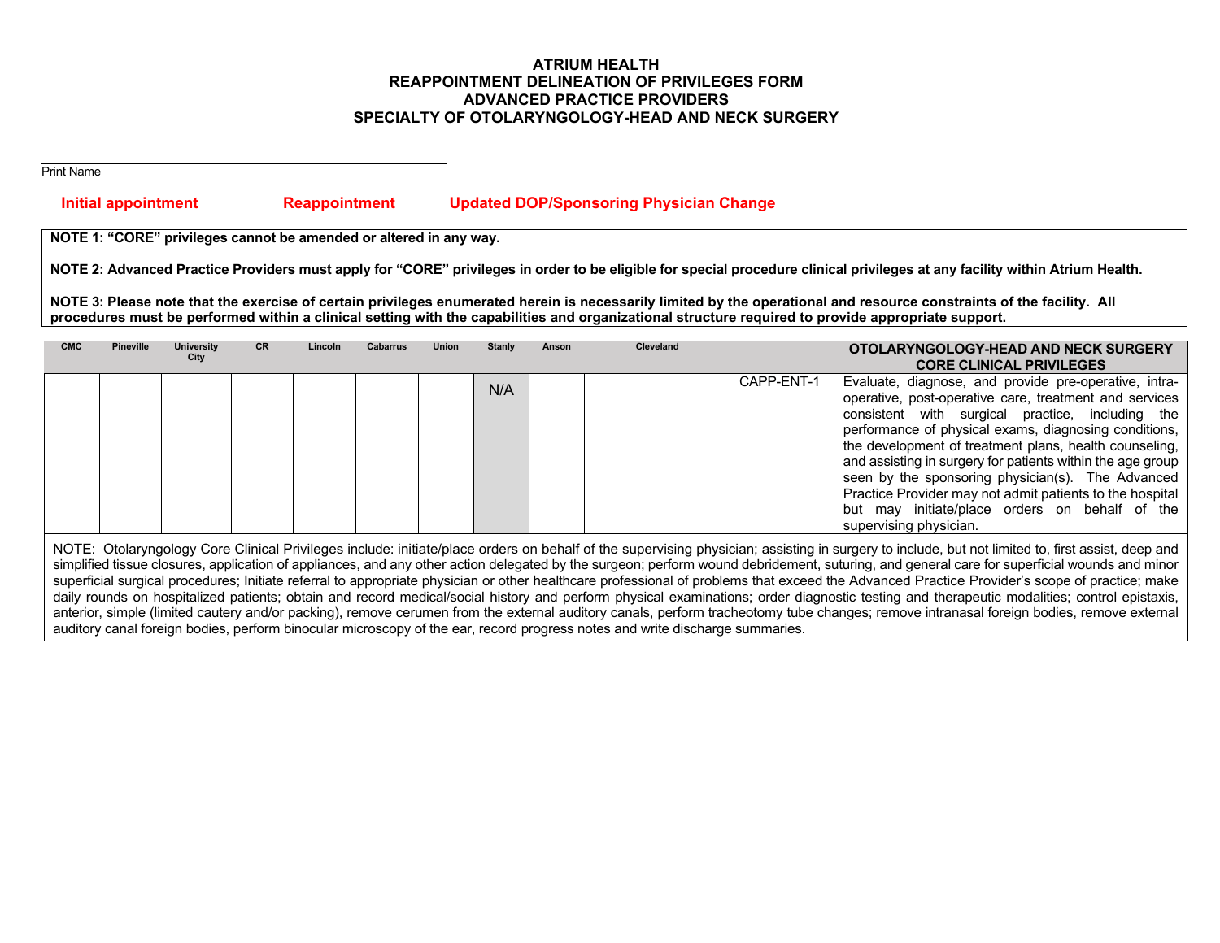**ATRIUM HEALTH**
**REAPPOINTMENT DELINEATION OF PRIVILEGES FORM**
**ADVANCED PRACTICE PROVIDERS**
**SPECIALTY OF OTOLARYNGOLOGY-HEAD AND NECK SURGERY**

______________________________________________
Print Name

**Initial appointment** **Reappointment** **Updated DOP/Sponsoring Physician Change**

**NOTE 1: "CORE" privileges cannot be amended or altered in any way.**

**NOTE 2: Advanced Practice Providers must apply for "CORE" privileges in order to be eligible for special procedure clinical privileges at any facility within Atrium Health.**

**NOTE 3: Please note that the exercise of certain privileges enumerated herein is necessarily limited by the operational and resource constraints of the facility. All procedures must be performed within a clinical setting with the capabilities and organizational structure required to provide appropriate support.**

| CMC | Pineville | University City | CR | Lincoln | Cabarrus | Union | Stanly | Anson | Cleveland | | OTOLARYNGOLOGY-HEAD AND NECK SURGERY CORE CLINICAL PRIVILEGES |
|---|---|---|---|---|---|---|---|---|---|---|---|
| | | | | | | | N/A | | | CAPP-ENT-1 | Evaluate, diagnose, and provide pre-operative, intra-operative, post-operative care, treatment and services consistent with surgical practice, including the performance of physical exams, diagnosing conditions, the development of treatment plans, health counseling, and assisting in surgery for patients within the age group seen by the sponsoring physician(s). The Advanced Practice Provider may not admit patients to the hospital but may initiate/place orders on behalf of the supervising physician. |

NOTE: Otolaryngology Core Clinical Privileges include: initiate/place orders on behalf of the supervising physician; assisting in surgery to include, but not limited to, first assist, deep and simplified tissue closures, application of appliances, and any other action delegated by the surgeon; perform wound debridement, suturing, and general care for superficial wounds and minor superficial surgical procedures; Initiate referral to appropriate physician or other healthcare professional of problems that exceed the Advanced Practice Provider's scope of practice; make daily rounds on hospitalized patients; obtain and record medical/social history and perform physical examinations; order diagnostic testing and therapeutic modalities; control epistaxis, anterior, simple (limited cautery and/or packing), remove cerumen from the external auditory canals, perform tracheotomy tube changes; remove intranasal foreign bodies, remove external auditory canal foreign bodies, perform binocular microscopy of the ear, record progress notes and write discharge summaries.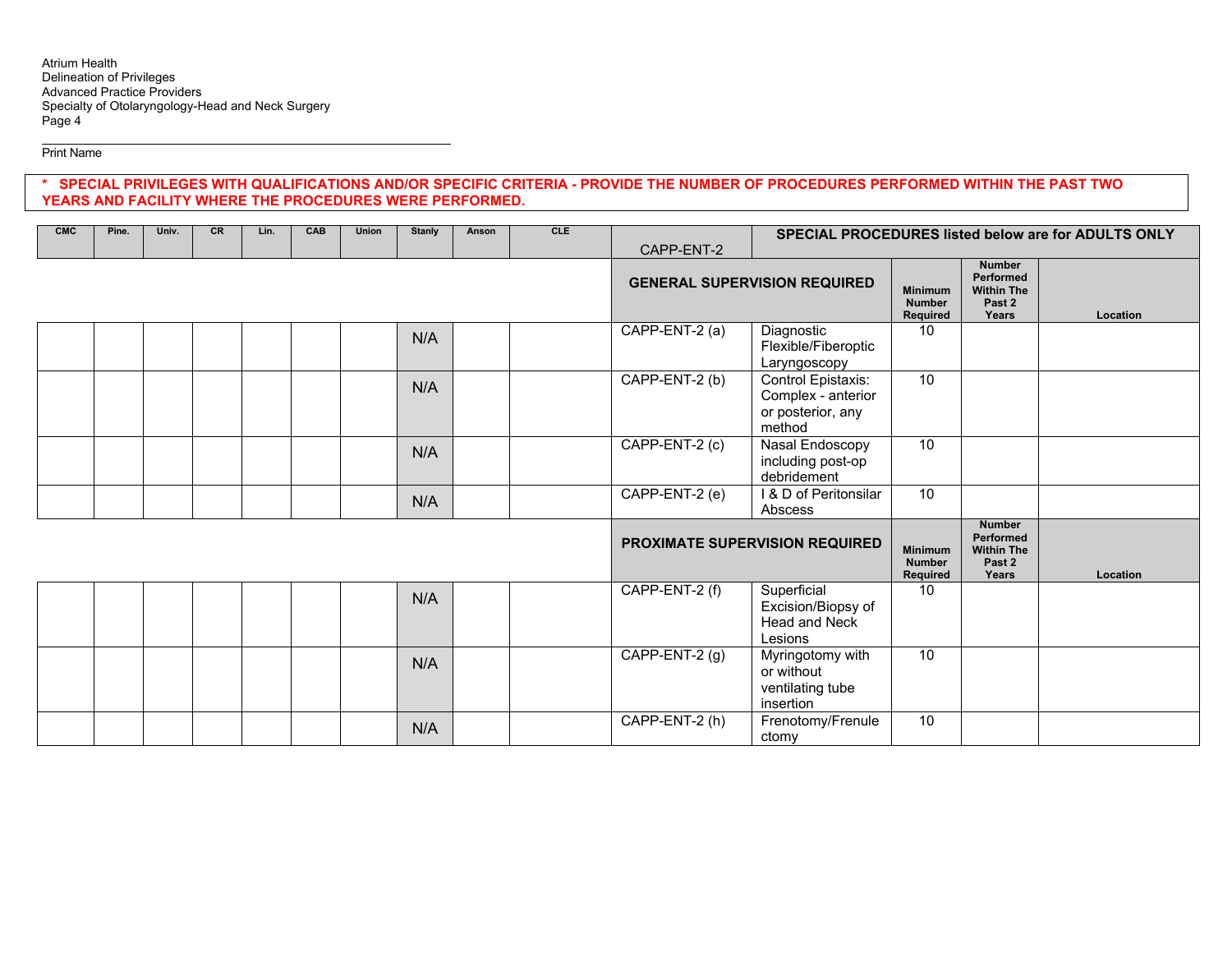Print Name

**\* SPECIAL PRIVILEGES WITH QUALIFICATIONS AND/OR SPECIFIC CRITERIA - PROVIDE THE NUMBER OF PROCEDURES PERFORMED WITHIN THE PAST TWO YEARS AND FACILITY WHERE THE PROCEDURES WERE PERFORMED.**

| CMC | Pine. | Univ. | CR | Lin. | CAB | Union | Stanly | Anson | CLE | CAPP-ENT-2 | SPECIAL PROCEDURES listed below are for ADULTS ONLY | | | |
|---|---|---|---|---|---|---|---|---|---|---|---|---|---|---|
| | | | | | | | | | | **GENERAL SUPERVISION REQUIRED** | | **Minimum Number Required** | **Number Performed Within The Past 2 Years** | **Location** |
| | | | | | | | N/A | | | CAPP-ENT-2 (a) | Diagnostic Flexible/Fiberoptic Laryngoscopy | 10 | | |
| | | | | | | | N/A | | | CAPP-ENT-2 (b) | Control Epistaxis: Complex - anterior or posterior, any method | 10 | | |
| | | | | | | | N/A | | | CAPP-ENT-2 (c) | Nasal Endoscopy including post-op debridement | 10 | | |
| | | | | | | | N/A | | | CAPP-ENT-2 (e) | I & D of Peritonsilar Abscess | 10 | | |
| | | | | | | | | | | **PROXIMATE SUPERVISION REQUIRED** | | **Minimum Number Required** | **Number Performed Within The Past 2 Years** | **Location** |
| | | | | | | | N/A | | | CAPP-ENT-2 (f) | Superficial Excision/Biopsy of Head and Neck Lesions | 10 | | |
| | | | | | | | N/A | | | CAPP-ENT-2 (g) | Myringotomy with or without ventilating tube insertion | 10 | | |
| | | | | | | | N/A | | | CAPP-ENT-2 (h) | Frenotomy/Frenulectomy | 10 | | |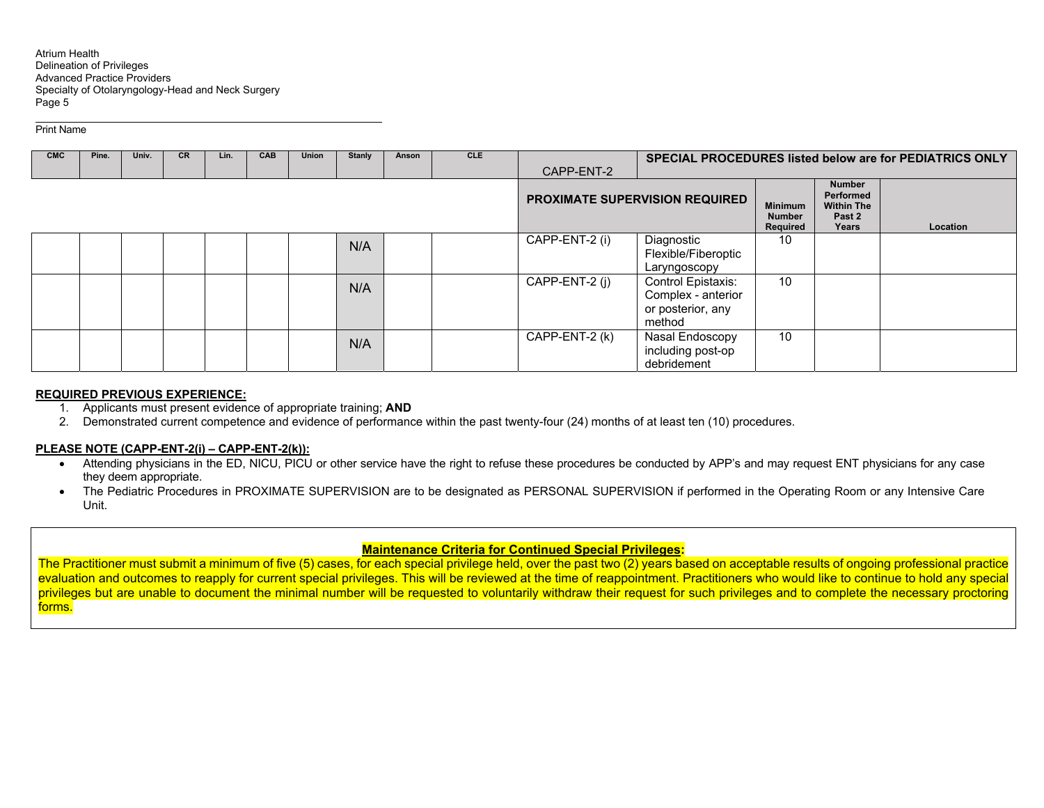Print Name

| CMC | Pine. | Univ. | CR | Lin. | CAB | Union | Stanly | Anson | CLE | CAPP-ENT-2 | SPECIAL PROCEDURES listed below are for PEDIATRICS ONLY | | | |
|---|---|---|---|---|---|---|---|---|---|---|---|---|---|---|
| | | | | | | | | | | **PROXIMATE SUPERVISION REQUIRED** | | **Minimum Number Required** | **Number Performed Within The Past 2 Years** | **Location** |
| | | | | | | | N/A | | | CAPP-ENT-2 (i) | Diagnostic Flexible/Fiberoptic Laryngoscopy | 10 | | |
| | | | | | | | N/A | | | CAPP-ENT-2 (j) | Control Epistaxis: Complex - anterior or posterior, any method | 10 | | |
| | | | | | | | N/A | | | CAPP-ENT-2 (k) | Nasal Endoscopy including post-op debridement | 10 | | |

**REQUIRED PREVIOUS EXPERIENCE:**

1. Applicants must present evidence of appropriate training; **AND**
2. Demonstrated current competence and evidence of performance within the past twenty-four (24) months of at least ten (10) procedures.

**PLEASE NOTE (CAPP-ENT-2(i) – CAPP-ENT-2(k)):**

- Attending physicians in the ED, NICU, PICU or other service have the right to refuse these procedures be conducted by APP's and may request ENT physicians for any case they deem appropriate.
- The Pediatric Procedures in PROXIMATE SUPERVISION are to be designated as PERSONAL SUPERVISION if performed in the Operating Room or any Intensive Care Unit.

**Maintenance Criteria for Continued Special Privileges:**

The Practitioner must submit a minimum of five (5) cases, for each special privilege held, over the past two (2) years based on acceptable results of ongoing professional practice evaluation and outcomes to reapply for current special privileges. This will be reviewed at the time of reappointment. Practitioners who would like to continue to hold any special privileges but are unable to document the minimal number will be requested to voluntarily withdraw their request for such privileges and to complete the necessary proctoring forms.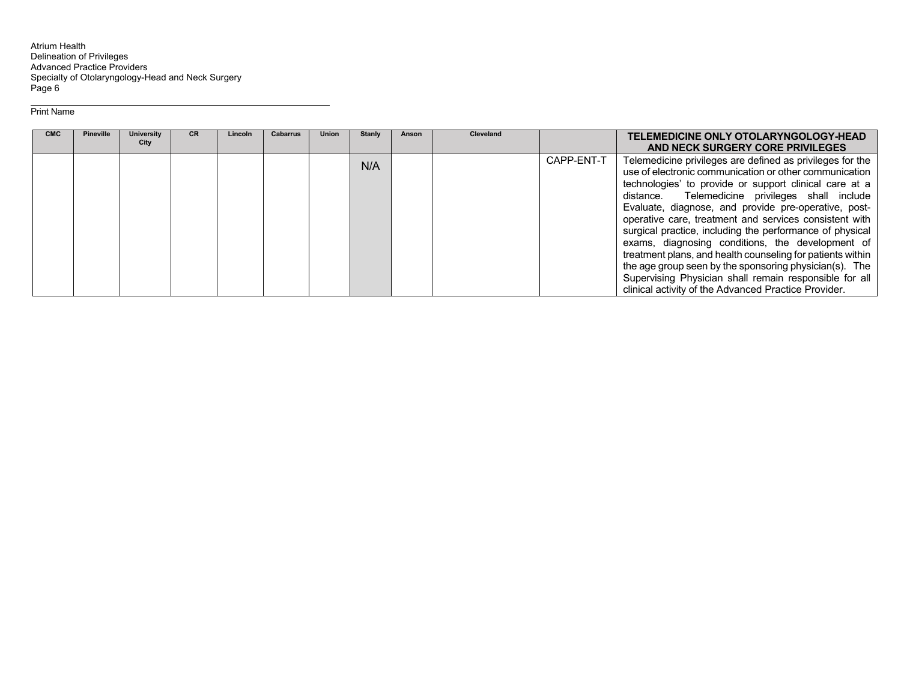Print Name

| CMC | Pineville | University City | CR | Lincoln | Cabarrus | Union | Stanly | Anson | Cleveland | | **TELEMEDICINE ONLY OTOLARYNGOLOGY-HEAD AND NECK SURGERY CORE PRIVILEGES** |
|---|---|---|---|---|---|---|---|---|---|---|---|
| | | | | | | | N/A | | | CAPP-ENT-T | Telemedicine privileges are defined as privileges for the use of electronic communication or other communication technologies' to provide or support clinical care at a distance. Telemedicine privileges shall include Evaluate, diagnose, and provide pre-operative, post-operative care, treatment and services consistent with surgical practice, including the performance of physical exams, diagnosing conditions, the development of treatment plans, and health counseling for patients within the age group seen by the sponsoring physician(s). The Supervising Physician shall remain responsible for all clinical activity of the Advanced Practice Provider. |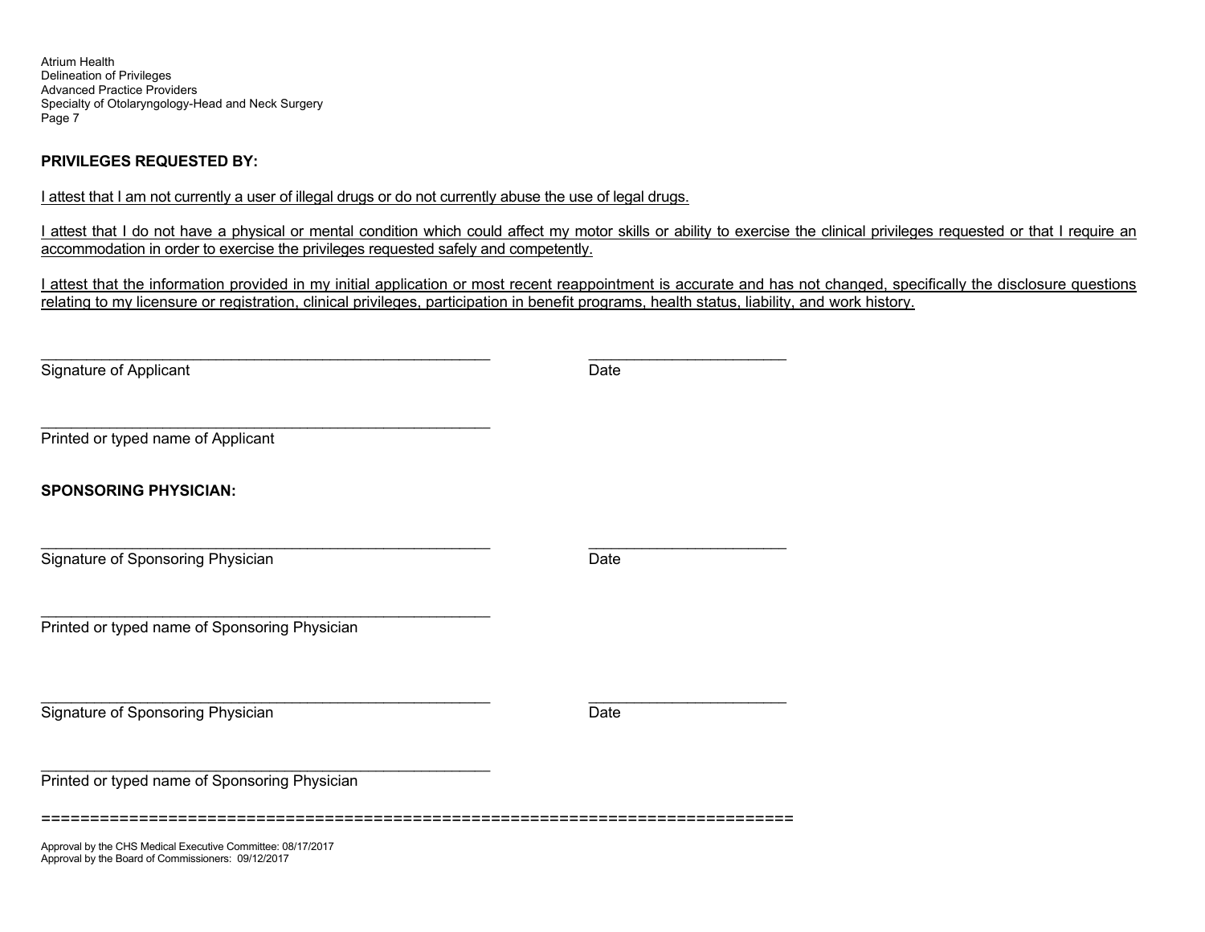**PRIVILEGES REQUESTED BY:**

I attest that I am not currently a user of illegal drugs or do not currently abuse the use of legal drugs.

I attest that I do not have a physical or mental condition which could affect my motor skills or ability to exercise the clinical privileges requested or that I require an accommodation in order to exercise the privileges requested safely and competently.

I attest that the information provided in my initial application or most recent reappointment is accurate and has not changed, specifically the disclosure questions relating to my licensure or registration, clinical privileges, participation in benefit programs, health status, liability, and work history.

_______________________________________________________ ________________________
Signature of Applicant Date

_______________________________________________________
Printed or typed name of Applicant

**SPONSORING PHYSICIAN:**

_______________________________________________________ ________________________
Signature of Sponsoring Physician Date

_______________________________________________________
Printed or typed name of Sponsoring Physician

_______________________________________________________ ________________________
Signature of Sponsoring Physician Date

_______________________________________________________
Printed or typed name of Sponsoring Physician

==========================================================================

Approval by the CHS Medical Executive Committee: 08/17/2017
Approval by the Board of Commissioners: 09/12/2017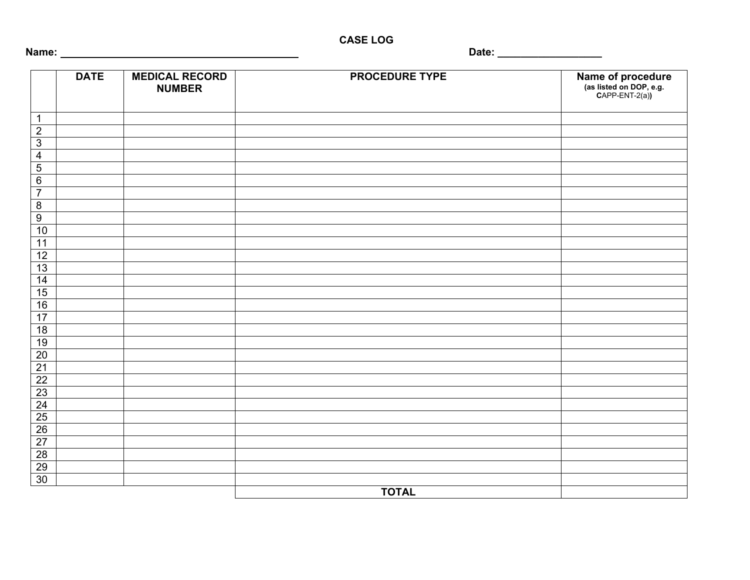# CASE LOG

**Name:** ________________________________________ **Date:** __________________

| | DATE | MEDICAL RECORD NUMBER | PROCEDURE TYPE | Name of procedure (as listed on DOP, e.g. CAPP-ENT-2(a)) |
|---|---|---|---|---|
| 1 | | | | |
| 2 | | | | |
| 3 | | | | |
| 4 | | | | |
| 5 | | | | |
| 6 | | | | |
| 7 | | | | |
| 8 | | | | |
| 9 | | | | |
| 10 | | | | |
| 11 | | | | |
| 12 | | | | |
| 13 | | | | |
| 14 | | | | |
| 15 | | | | |
| 16 | | | | |
| 17 | | | | |
| 18 | | | | |
| 19 | | | | |
| 20 | | | | |
| 21 | | | | |
| 22 | | | | |
| 23 | | | | |
| 24 | | | | |
| 25 | | | | |
| 26 | | | | |
| 27 | | | | |
| 28 | | | | |
| 29 | | | | |
| 30 | | | | |
| | | | **TOTAL** | |